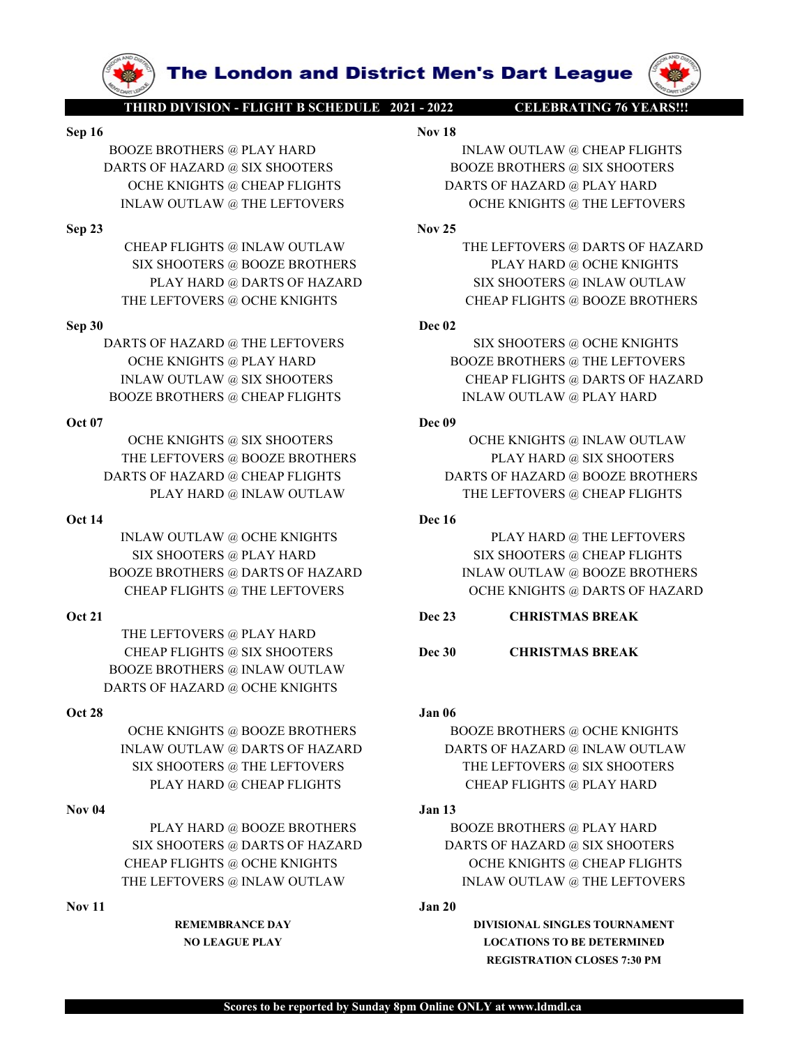# The London and District Men's Dart League

**THIRD DIVISION - FLIGHT B SCHEDULE 2021 - 2022** **CELEBRATING 76 YEARS!!!**

**Sep 16**

BOOZE BROTHERS @ PLAY HARD
DARTS OF HAZARD @ SIX SHOOTERS
OCHE KNIGHTS @ CHEAP FLIGHTS
INLAW OUTLAW @ THE LEFTOVERS

**Sep 23**

CHEAP FLIGHTS @ INLAW OUTLAW
SIX SHOOTERS @ BOOZE BROTHERS
PLAY HARD @ DARTS OF HAZARD
THE LEFTOVERS @ OCHE KNIGHTS

**Sep 30**

DARTS OF HAZARD @ THE LEFTOVERS
OCHE KNIGHTS @ PLAY HARD
INLAW OUTLAW @ SIX SHOOTERS
BOOZE BROTHERS @ CHEAP FLIGHTS

**Oct 07**

OCHE KNIGHTS @ SIX SHOOTERS
THE LEFTOVERS @ BOOZE BROTHERS
DARTS OF HAZARD @ CHEAP FLIGHTS
PLAY HARD @ INLAW OUTLAW

**Oct 14**

INLAW OUTLAW @ OCHE KNIGHTS
SIX SHOOTERS @ PLAY HARD
BOOZE BROTHERS @ DARTS OF HAZARD
CHEAP FLIGHTS @ THE LEFTOVERS

**Oct 21**

THE LEFTOVERS @ PLAY HARD
CHEAP FLIGHTS @ SIX SHOOTERS
BOOZE BROTHERS @ INLAW OUTLAW
DARTS OF HAZARD @ OCHE KNIGHTS

**Oct 28**

OCHE KNIGHTS @ BOOZE BROTHERS
INLAW OUTLAW @ DARTS OF HAZARD
SIX SHOOTERS @ THE LEFTOVERS
PLAY HARD @ CHEAP FLIGHTS

**Nov 04**

PLAY HARD @ BOOZE BROTHERS
SIX SHOOTERS @ DARTS OF HAZARD
CHEAP FLIGHTS @ OCHE KNIGHTS
THE LEFTOVERS @ INLAW OUTLAW

**Nov 11**

**REMEMBRANCE DAY**
**NO LEAGUE PLAY**

**Nov 18**

INLAW OUTLAW @ CHEAP FLIGHTS
BOOZE BROTHERS @ SIX SHOOTERS
DARTS OF HAZARD @ PLAY HARD
OCHE KNIGHTS @ THE LEFTOVERS

**Nov 25**

THE LEFTOVERS @ DARTS OF HAZARD
PLAY HARD @ OCHE KNIGHTS
SIX SHOOTERS @ INLAW OUTLAW
CHEAP FLIGHTS @ BOOZE BROTHERS

**Dec 02**

SIX SHOOTERS @ OCHE KNIGHTS
BOOZE BROTHERS @ THE LEFTOVERS
CHEAP FLIGHTS @ DARTS OF HAZARD
INLAW OUTLAW @ PLAY HARD

**Dec 09**

OCHE KNIGHTS @ INLAW OUTLAW
PLAY HARD @ SIX SHOOTERS
DARTS OF HAZARD @ BOOZE BROTHERS
THE LEFTOVERS @ CHEAP FLIGHTS

**Dec 16**

PLAY HARD @ THE LEFTOVERS
SIX SHOOTERS @ CHEAP FLIGHTS
INLAW OUTLAW @ BOOZE BROTHERS
OCHE KNIGHTS @ DARTS OF HAZARD

**Dec 23** **CHRISTMAS BREAK**

**Dec 30** **CHRISTMAS BREAK**

**Jan 06**

BOOZE BROTHERS @ OCHE KNIGHTS
DARTS OF HAZARD @ INLAW OUTLAW
THE LEFTOVERS @ SIX SHOOTERS
CHEAP FLIGHTS @ PLAY HARD

**Jan 13**

BOOZE BROTHERS @ PLAY HARD
DARTS OF HAZARD @ SIX SHOOTERS
OCHE KNIGHTS @ CHEAP FLIGHTS
INLAW OUTLAW @ THE LEFTOVERS

**Jan 20**

**DIVISIONAL SINGLES TOURNAMENT**
**LOCATIONS TO BE DETERMINED**
**REGISTRATION CLOSES 7:30 PM**

**Scores to be reported by Sunday 8pm Online ONLY at www.ldmdl.ca**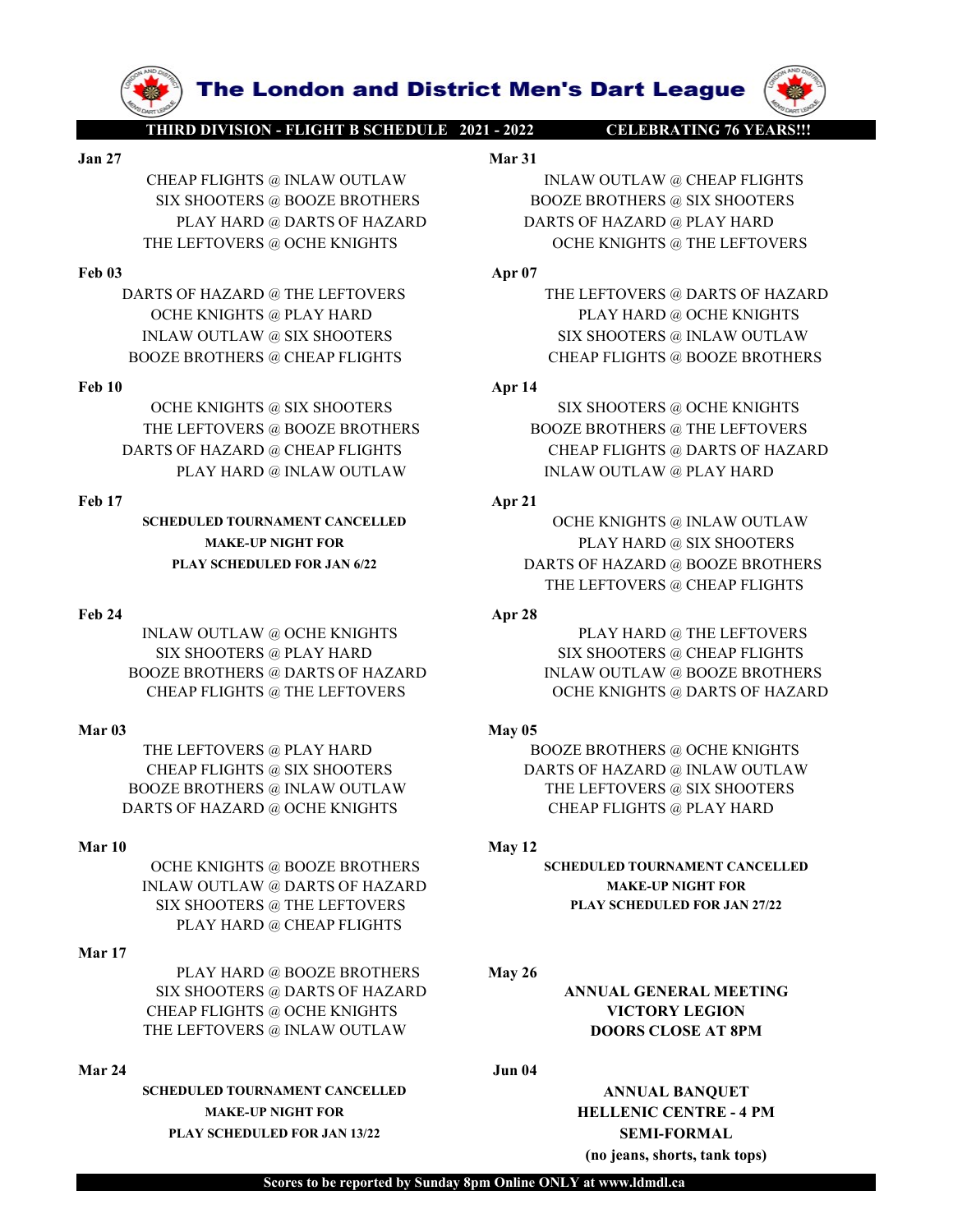# The London and District Men's Dart League

**THIRD DIVISION - FLIGHT B SCHEDULE 2021 - 2022** **CELEBRATING 76 YEARS!!!**

**Jan 27**

CHEAP FLIGHTS @ INLAW OUTLAW
SIX SHOOTERS @ BOOZE BROTHERS
PLAY HARD @ DARTS OF HAZARD
THE LEFTOVERS @ OCHE KNIGHTS

**Feb 03**

DARTS OF HAZARD @ THE LEFTOVERS
OCHE KNIGHTS @ PLAY HARD
INLAW OUTLAW @ SIX SHOOTERS
BOOZE BROTHERS @ CHEAP FLIGHTS

**Feb 10**

OCHE KNIGHTS @ SIX SHOOTERS
THE LEFTOVERS @ BOOZE BROTHERS
DARTS OF HAZARD @ CHEAP FLIGHTS
PLAY HARD @ INLAW OUTLAW

**Feb 17**

**SCHEDULED TOURNAMENT CANCELLED**
**MAKE-UP NIGHT FOR**
**PLAY SCHEDULED FOR JAN 6/22**

**Feb 24**

INLAW OUTLAW @ OCHE KNIGHTS
SIX SHOOTERS @ PLAY HARD
BOOZE BROTHERS @ DARTS OF HAZARD
CHEAP FLIGHTS @ THE LEFTOVERS

**Mar 03**

THE LEFTOVERS @ PLAY HARD
CHEAP FLIGHTS @ SIX SHOOTERS
BOOZE BROTHERS @ INLAW OUTLAW
DARTS OF HAZARD @ OCHE KNIGHTS

**Mar 10**

OCHE KNIGHTS @ BOOZE BROTHERS
INLAW OUTLAW @ DARTS OF HAZARD
SIX SHOOTERS @ THE LEFTOVERS
PLAY HARD @ CHEAP FLIGHTS

**Mar 17**

PLAY HARD @ BOOZE BROTHERS
SIX SHOOTERS @ DARTS OF HAZARD
CHEAP FLIGHTS @ OCHE KNIGHTS
THE LEFTOVERS @ INLAW OUTLAW

**Mar 24**

**SCHEDULED TOURNAMENT CANCELLED**
**MAKE-UP NIGHT FOR**
**PLAY SCHEDULED FOR JAN 13/22**

**Mar 31**

INLAW OUTLAW @ CHEAP FLIGHTS
BOOZE BROTHERS @ SIX SHOOTERS
DARTS OF HAZARD @ PLAY HARD
OCHE KNIGHTS @ THE LEFTOVERS

**Apr 07**

THE LEFTOVERS @ DARTS OF HAZARD
PLAY HARD @ OCHE KNIGHTS
SIX SHOOTERS @ INLAW OUTLAW
CHEAP FLIGHTS @ BOOZE BROTHERS

**Apr 14**

SIX SHOOTERS @ OCHE KNIGHTS
BOOZE BROTHERS @ THE LEFTOVERS
CHEAP FLIGHTS @ DARTS OF HAZARD
INLAW OUTLAW @ PLAY HARD

**Apr 21**

OCHE KNIGHTS @ INLAW OUTLAW
PLAY HARD @ SIX SHOOTERS
DARTS OF HAZARD @ BOOZE BROTHERS
THE LEFTOVERS @ CHEAP FLIGHTS

**Apr 28**

PLAY HARD @ THE LEFTOVERS
SIX SHOOTERS @ CHEAP FLIGHTS
INLAW OUTLAW @ BOOZE BROTHERS
OCHE KNIGHTS @ DARTS OF HAZARD

**May 05**

BOOZE BROTHERS @ OCHE KNIGHTS
DARTS OF HAZARD @ INLAW OUTLAW
THE LEFTOVERS @ SIX SHOOTERS
CHEAP FLIGHTS @ PLAY HARD

**May 12**

**SCHEDULED TOURNAMENT CANCELLED**
**MAKE-UP NIGHT FOR**
**PLAY SCHEDULED FOR JAN 27/22**

**May 26**

**ANNUAL GENERAL MEETING**
**VICTORY LEGION**
**DOORS CLOSE AT 8PM**

**Jun 04**

**ANNUAL BANQUET**
**HELLENIC CENTRE - 4 PM**
**SEMI-FORMAL**
**(no jeans, shorts, tank tops)**

**Scores to be reported by Sunday 8pm Online ONLY at www.ldmdl.ca**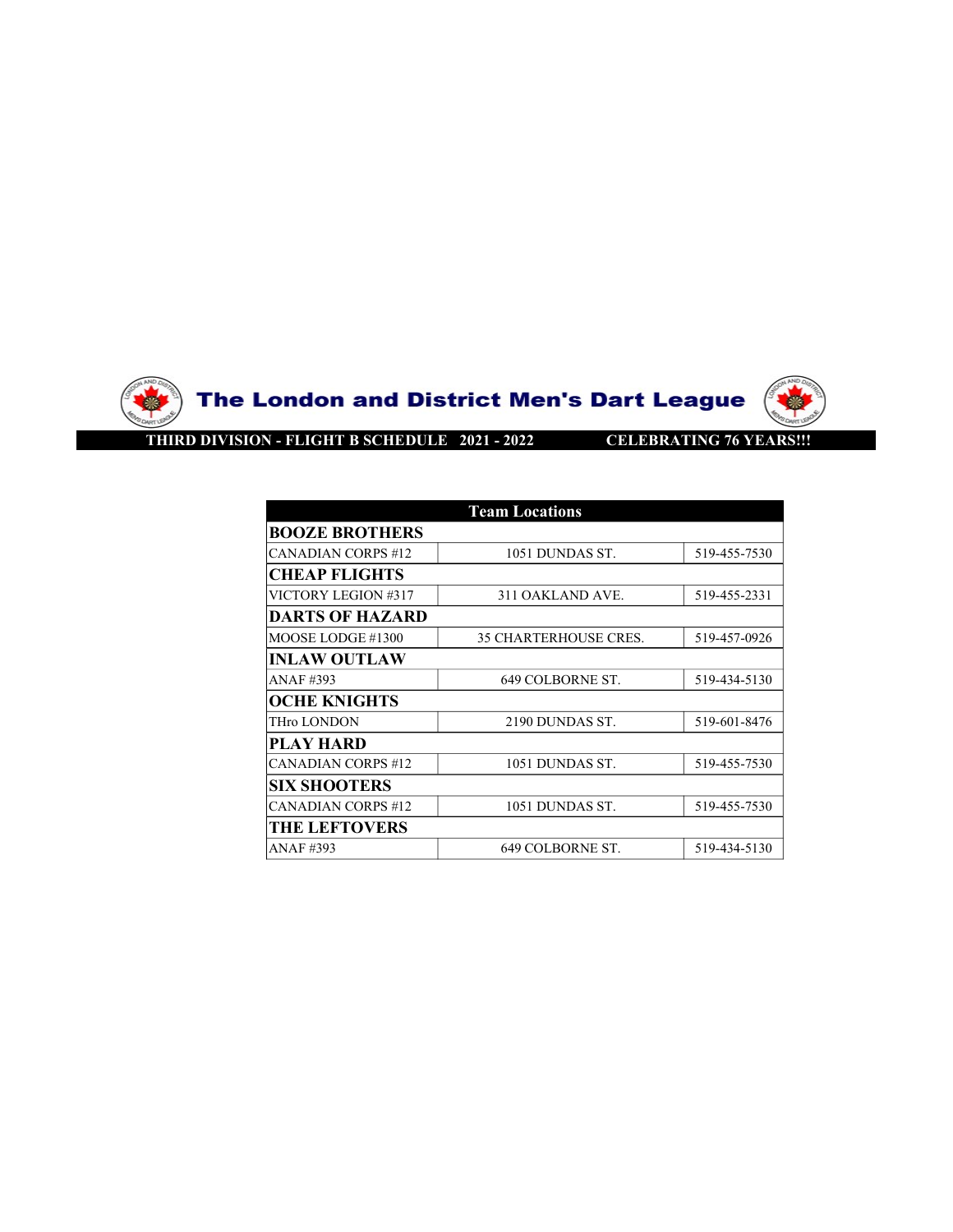# The London and District Men's Dart League

**THIRD DIVISION - FLIGHT B SCHEDULE 2021 - 2022** **CELEBRATING 76 YEARS!!!**

| Team Locations | | |
|---|---|---|
| **BOOZE BROTHERS** | | |
| CANADIAN CORPS #12 | 1051 DUNDAS ST. | 519-455-7530 |
| **CHEAP FLIGHTS** | | |
| VICTORY LEGION #317 | 311 OAKLAND AVE. | 519-455-2331 |
| **DARTS OF HAZARD** | | |
| MOOSE LODGE #1300 | 35 CHARTERHOUSE CRES. | 519-457-0926 |
| **INLAW OUTLAW** | | |
| ANAF #393 | 649 COLBORNE ST. | 519-434-5130 |
| **OCHE KNIGHTS** | | |
| THro LONDON | 2190 DUNDAS ST. | 519-601-8476 |
| **PLAY HARD** | | |
| CANADIAN CORPS #12 | 1051 DUNDAS ST. | 519-455-7530 |
| **SIX SHOOTERS** | | |
| CANADIAN CORPS #12 | 1051 DUNDAS ST. | 519-455-7530 |
| **THE LEFTOVERS** | | |
| ANAF #393 | 649 COLBORNE ST. | 519-434-5130 |